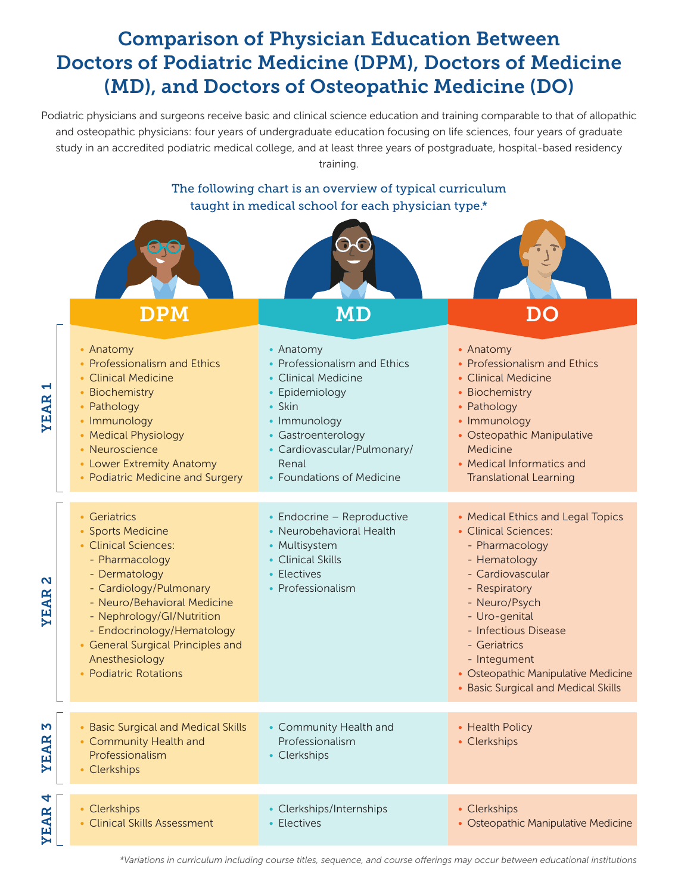# Comparison of Physician Education Between Doctors of Podiatric Medicine (DPM), Doctors of Medicine (MD), and Doctors of Osteopathic Medicine (DO)

Podiatric physicians and surgeons receive basic and clinical science education and training comparable to that of allopathic and osteopathic physicians: four years of undergraduate education focusing on life sciences, four years of graduate study in an accredited podiatric medical college, and at least three years of postgraduate, hospital-based residency training.

The following chart is an overview of typical curriculum taught in medical school for each physician type.*

| | DPM | MD | DO |
|---|---|---|---|
| YEAR 1 | • Anatomy<br>• Professionalism and Ethics<br>• Clinical Medicine<br>• Biochemistry<br>• Pathology<br>• Immunology<br>• Medical Physiology<br>• Neuroscience<br>• Lower Extremity Anatomy<br>• Podiatric Medicine and Surgery | • Anatomy<br>• Professionalism and Ethics<br>• Clinical Medicine<br>• Epidemiology<br>• Skin<br>• Immunology<br>• Gastroenterology<br>• Cardiovascular/Pulmonary/Renal<br>• Foundations of Medicine | • Anatomy<br>• Professionalism and Ethics<br>• Clinical Medicine<br>• Biochemistry<br>• Pathology<br>• Immunology<br>• Osteopathic Manipulative Medicine<br>• Medical Informatics and Translational Learning |
| YEAR 2 | • Geriatrics<br>• Sports Medicine<br>• Clinical Sciences:<br>- Pharmacology<br>- Dermatology<br>- Cardiology/Pulmonary<br>- Neuro/Behavioral Medicine<br>- Nephrology/GI/Nutrition<br>- Endocrinology/Hematology<br>• General Surgical Principles and Anesthesiology<br>• Podiatric Rotations | • Endocrine – Reproductive<br>• Neurobehavioral Health<br>• Multisystem<br>• Clinical Skills<br>• Electives<br>• Professionalism | • Medical Ethics and Legal Topics<br>• Clinical Sciences:<br>- Pharmacology<br>- Hematology<br>- Cardiovascular<br>- Respiratory<br>- Neuro/Psych<br>- Uro-genital<br>- Infectious Disease<br>- Geriatrics<br>- Integument<br>• Osteopathic Manipulative Medicine<br>• Basic Surgical and Medical Skills |
| YEAR 3 | • Basic Surgical and Medical Skills<br>• Community Health and Professionalism<br>• Clerkships | • Community Health and Professionalism<br>• Clerkships | • Health Policy<br>• Clerkships |
| YEAR 4 | • Clerkships<br>• Clinical Skills Assessment | • Clerkships/Internships<br>• Electives | • Clerkships<br>• Osteopathic Manipulative Medicine |

*Variations in curriculum including course titles, sequence, and course offerings may occur between educational institutions*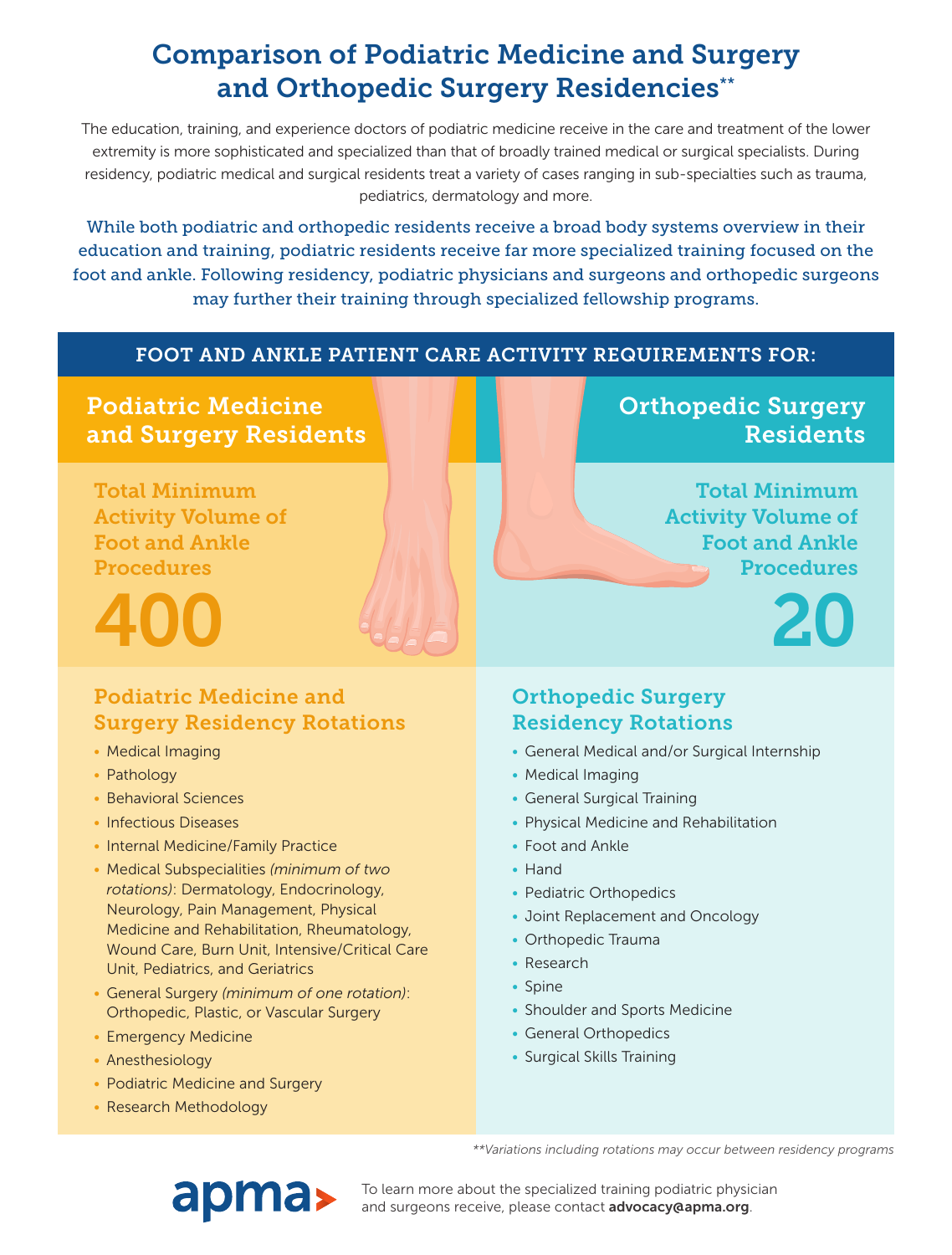# Comparison of Podiatric Medicine and Surgery and Orthopedic Surgery Residencies**

The education, training, and experience doctors of podiatric medicine receive in the care and treatment of the lower extremity is more sophisticated and specialized than that of broadly trained medical or surgical specialists. During residency, podiatric medical and surgical residents treat a variety of cases ranging in sub-specialties such as trauma, pediatrics, dermatology and more.

While both podiatric and orthopedic residents receive a broad body systems overview in their education and training, podiatric residents receive far more specialized training focused on the foot and ankle. Following residency, podiatric physicians and surgeons and orthopedic surgeons may further their training through specialized fellowship programs.

## FOOT AND ANKLE PATIENT CARE ACTIVITY REQUIREMENTS FOR:

### Podiatric Medicine and Surgery Residents

**Total Minimum Activity Volume of Foot and Ankle Procedures**

**400**

### Podiatric Medicine and Surgery Residency Rotations

- Medical Imaging
- Pathology
- Behavioral Sciences
- Infectious Diseases
- Internal Medicine/Family Practice
- Medical Subspecialities *(minimum of two rotations)*: Dermatology, Endocrinology, Neurology, Pain Management, Physical Medicine and Rehabilitation, Rheumatology, Wound Care, Burn Unit, Intensive/Critical Care Unit, Pediatrics, and Geriatrics
- General Surgery *(minimum of one rotation)*: Orthopedic, Plastic, or Vascular Surgery
- Emergency Medicine
- Anesthesiology
- Podiatric Medicine and Surgery
- Research Methodology

### Orthopedic Surgery Residents

**Total Minimum Activity Volume of Foot and Ankle Procedures**

**20**

### Orthopedic Surgery Residency Rotations

- General Medical and/or Surgical Internship
- Medical Imaging
- General Surgical Training
- Physical Medicine and Rehabilitation
- Foot and Ankle
- Hand
- Pediatric Orthopedics
- Joint Replacement and Oncology
- Orthopedic Trauma
- Research
- Spine
- Shoulder and Sports Medicine
- General Orthopedics
- Surgical Skills Training

*\*\*Variations including rotations may occur between residency programs*

apma

To learn more about the specialized training podiatric physician and surgeons receive, please contact **advocacy@apma.org**.